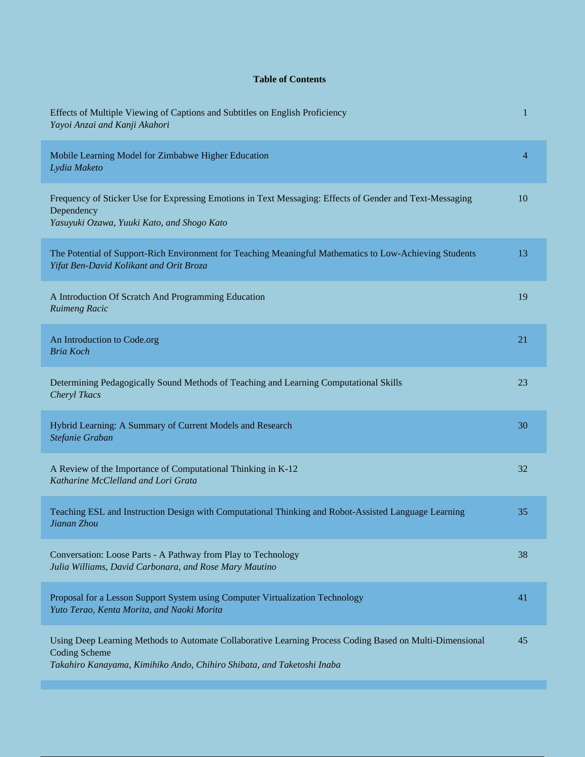# Table of Contents

| | |
|---|---|
| Effects of Multiple Viewing of Captions and Subtitles on English Proficiency<br>*Yayoi Anzai and Kanji Akahori* | 1 |
| Mobile Learning Model for Zimbabwe Higher Education<br>*Lydia Maketo* | 4 |
| Frequency of Sticker Use for Expressing Emotions in Text Messaging: Effects of Gender and Text-Messaging Dependency<br>*Yasuyuki Ozawa, Yuuki Kato, and Shogo Kato* | 10 |
| The Potential of Support-Rich Environment for Teaching Meaningful Mathematics to Low-Achieving Students<br>*Yifat Ben-David Kolikant and Orit Broza* | 13 |
| A Introduction Of Scratch And Programming Education<br>*Ruimeng Racic* | 19 |
| An Introduction to Code.org<br>*Bria Koch* | 21 |
| Determining Pedagogically Sound Methods of Teaching and Learning Computational Skills<br>*Cheryl Tkacs* | 23 |
| Hybrid Learning: A Summary of Current Models and Research<br>*Stefanie Graban* | 30 |
| A Review of the Importance of Computational Thinking in K-12<br>*Katharine McClelland and Lori Grata* | 32 |
| Teaching ESL and Instruction Design with Computational Thinking and Robot-Assisted Language Learning<br>*Jianan Zhou* | 35 |
| Conversation: Loose Parts - A Pathway from Play to Technology<br>*Julia Williams, David Carbonara, and Rose Mary Mautino* | 38 |
| Proposal for a Lesson Support System using Computer Virtualization Technology<br>*Yuto Terao, Kenta Morita, and Naoki Morita* | 41 |
| Using Deep Learning Methods to Automate Collaborative Learning Process Coding Based on Multi-Dimensional Coding Scheme<br>*Takahiro Kanayama, Kimihiko Ando, Chihiro Shibata, and Taketoshi Inaba* | 45 |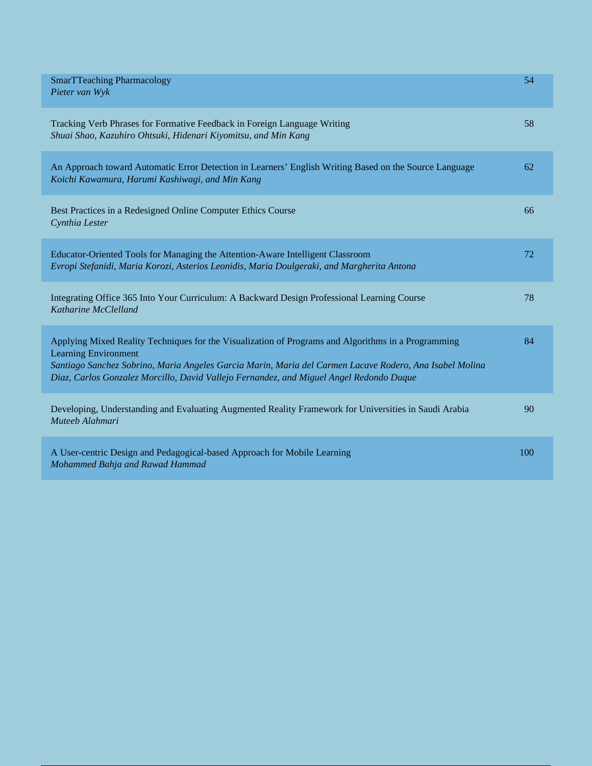SmarTTeaching Pharmacology
*Pieter van Wyk*
54

Tracking Verb Phrases for Formative Feedback in Foreign Language Writing
*Shuai Shao, Kazuhiro Ohtsuki, Hidenari Kiyomitsu, and Min Kang*
58

An Approach toward Automatic Error Detection in Learners' English Writing Based on the Source Language
*Koichi Kawamura, Harumi Kashiwagi, and Min Kang*
62

Best Practices in a Redesigned Online Computer Ethics Course
*Cynthia Lester*
66

Educator-Oriented Tools for Managing the Attention-Aware Intelligent Classroom
*Evropi Stefanidi, Maria Korozi, Asterios Leonidis, Maria Doulgeraki, and Margherita Antona*
72

Integrating Office 365 Into Your Curriculum: A Backward Design Professional Learning Course
*Katharine McClelland*
78

Applying Mixed Reality Techniques for the Visualization of Programs and Algorithms in a Programming Learning Environment
*Santiago Sanchez Sobrino, Maria Angeles Garcia Marin, Maria del Carmen Lacave Rodero, Ana Isabel Molina Diaz, Carlos Gonzalez Morcillo, David Vallejo Fernandez, and Miguel Angel Redondo Duque*
84

Developing, Understanding and Evaluating Augmented Reality Framework for Universities in Saudi Arabia
*Muteeb Alahmari*
90

A User-centric Design and Pedagogical-based Approach for Mobile Learning
*Mohammed Bahja and Rawad Hammad*
100